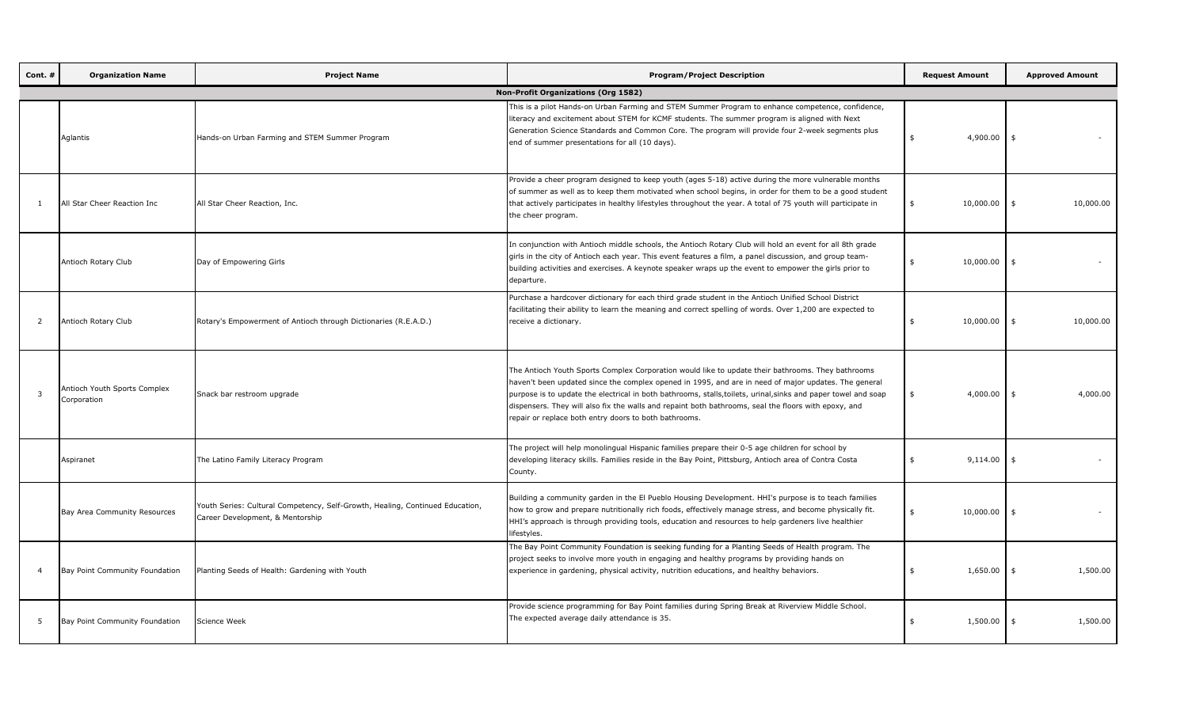| Cont. # | Organization Name | Project Name | Program/Project Description | Request Amount | Approved Amount |
|---|---|---|---|---|---|
| **Non-Profit Organizations (Org 1582)** | | | | | |
| | Aglantis | Hands-on Urban Farming and STEM Summer Program | This is a pilot Hands-on Urban Farming and STEM Summer Program to enhance competence, confidence, literacy and excitement about STEM for KCMF students. The summer program is aligned with Next Generation Science Standards and Common Core. The program will provide four 2-week segments plus end of summer presentations for all (10 days). | $ 4,900.00 | $ - |
| 1 | All Star Cheer Reaction Inc | All Star Cheer Reaction, Inc. | Provide a cheer program designed to keep youth (ages 5-18) active during the more vulnerable months of summer as well as to keep them motivated when school begins, in order for them to be a good student that actively participates in healthy lifestyles throughout the year. A total of 75 youth will participate in the cheer program. | $ 10,000.00 | $ 10,000.00 |
| | Antioch Rotary Club | Day of Empowering Girls | In conjunction with Antioch middle schools, the Antioch Rotary Club will hold an event for all 8th grade girls in the city of Antioch each year. This event features a film, a panel discussion, and group team-building activities and exercises. A keynote speaker wraps up the event to empower the girls prior to departure. | $ 10,000.00 | $ - |
| 2 | Antioch Rotary Club | Rotary's Empowerment of Antioch through Dictionaries (R.E.A.D.) | Purchase a hardcover dictionary for each third grade student in the Antioch Unified School District facilitating their ability to learn the meaning and correct spelling of words. Over 1,200 are expected to receive a dictionary. | $ 10,000.00 | $ 10,000.00 |
| 3 | Antioch Youth Sports Complex Corporation | Snack bar restroom upgrade | The Antioch Youth Sports Complex Corporation would like to update their bathrooms. They bathrooms haven't been updated since the complex opened in 1995, and are in need of major updates. The general purpose is to update the electrical in both bathrooms, stalls,toilets, urinal,sinks and paper towel and soap dispensers. They will also fix the walls and repaint both bathrooms, seal the floors with epoxy, and repair or replace both entry doors to both bathrooms. | $ 4,000.00 | $ 4,000.00 |
| | Aspiranet | The Latino Family Literacy Program | The project will help monolingual Hispanic families prepare their 0-5 age children for school by developing literacy skills. Families reside in the Bay Point, Pittsburg, Antioch area of Contra Costa County. | $ 9,114.00 | $ - |
| | Bay Area Community Resources | Youth Series: Cultural Competency, Self-Growth, Healing, Continued Education, Career Development, & Mentorship | Building a community garden in the El Pueblo Housing Development. HHI's purpose is to teach families how to grow and prepare nutritionally rich foods, effectively manage stress, and become physically fit. HHI's approach is through providing tools, education and resources to help gardeners live healthier lifestyles. | $ 10,000.00 | $ - |
| 4 | Bay Point Community Foundation | Planting Seeds of Health: Gardening with Youth | The Bay Point Community Foundation is seeking funding for a Planting Seeds of Health program. The project seeks to involve more youth in engaging and healthy programs by providing hands on experience in gardening, physical activity, nutrition educations, and healthy behaviors. | $ 1,650.00 | $ 1,500.00 |
| 5 | Bay Point Community Foundation | Science Week | Provide science programming for Bay Point families during Spring Break at Riverview Middle School. The expected average daily attendance is 35. | $ 1,500.00 | $ 1,500.00 |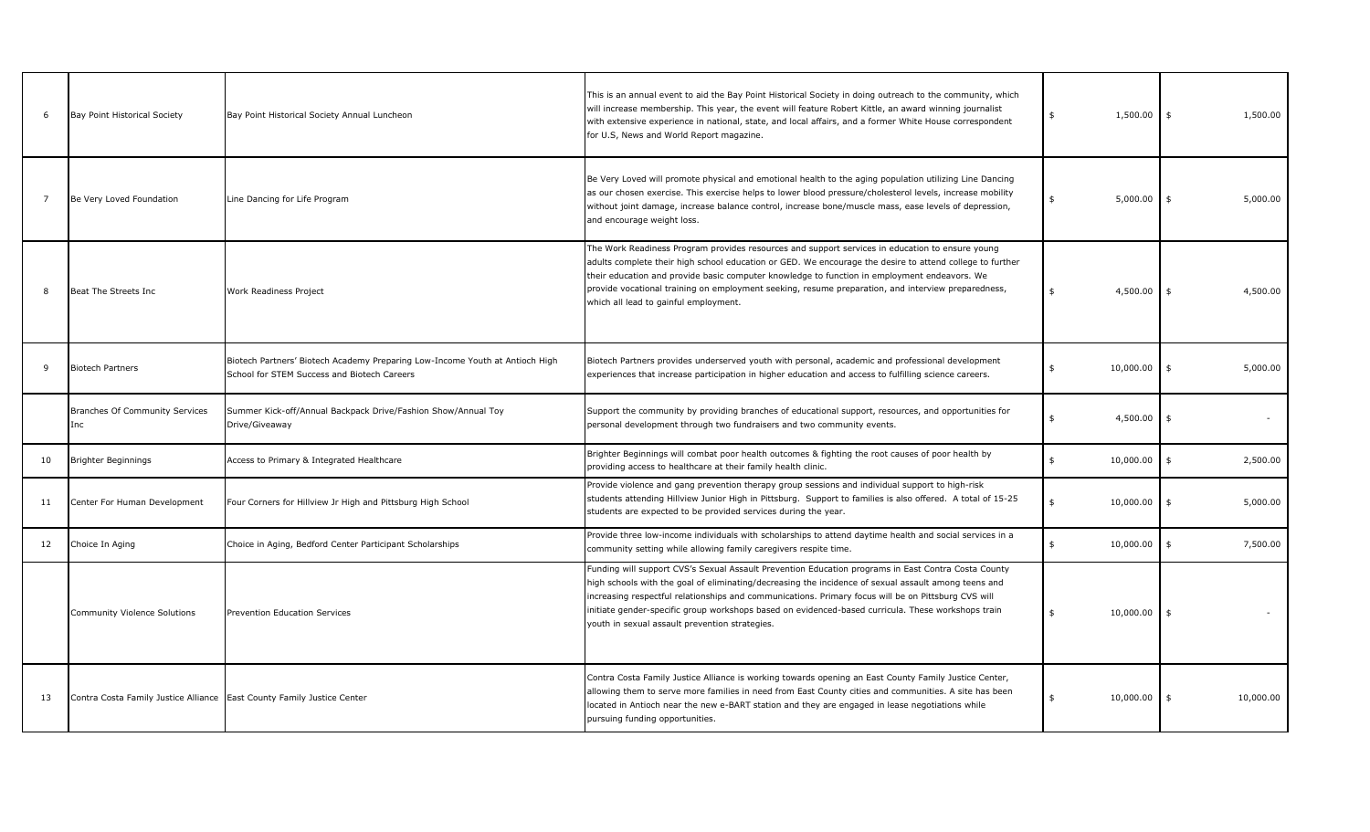| | | | | | |
|---|---|---|---|---|---|
| 6 | Bay Point Historical Society | Bay Point Historical Society Annual Luncheon | This is an annual event to aid the Bay Point Historical Society in doing outreach to the community, which will increase membership. This year, the event will feature Robert Kittle, an award winning journalist with extensive experience in national, state, and local affairs, and a former White House correspondent for U.S, News and World Report magazine. | $ 1,500.00 | $ 1,500.00 |
| 7 | Be Very Loved Foundation | Line Dancing for Life Program | Be Very Loved will promote physical and emotional health to the aging population utilizing Line Dancing as our chosen exercise. This exercise helps to lower blood pressure/cholesterol levels, increase mobility without joint damage, increase balance control, increase bone/muscle mass, ease levels of depression, and encourage weight loss. | $ 5,000.00 | $ 5,000.00 |
| 8 | Beat The Streets Inc | Work Readiness Project | The Work Readiness Program provides resources and support services in education to ensure young adults complete their high school education or GED. We encourage the desire to attend college to further their education and provide basic computer knowledge to function in employment endeavors. We provide vocational training on employment seeking, resume preparation, and interview preparedness, which all lead to gainful employment. | $ 4,500.00 | $ 4,500.00 |
| 9 | Biotech Partners | Biotech Partners' Biotech Academy Preparing Low-Income Youth at Antioch High School for STEM Success and Biotech Careers | Biotech Partners provides underserved youth with personal, academic and professional development experiences that increase participation in higher education and access to fulfilling science careers. | $ 10,000.00 | $ 5,000.00 |
| | Branches Of Community Services Inc | Summer Kick-off/Annual Backpack Drive/Fashion Show/Annual Toy Drive/Giveaway | Support the community by providing branches of educational support, resources, and opportunities for personal development through two fundraisers and two community events. | $ 4,500.00 | $ - |
| 10 | Brighter Beginnings | Access to Primary & Integrated Healthcare | Brighter Beginnings will combat poor health outcomes & fighting the root causes of poor health by providing access to healthcare at their family health clinic. | $ 10,000.00 | $ 2,500.00 |
| 11 | Center For Human Development | Four Corners for Hillview Jr High and Pittsburg High School | Provide violence and gang prevention therapy group sessions and individual support to high-risk students attending Hillview Junior High in Pittsburg. Support to families is also offered. A total of 15-25 students are expected to be provided services during the year. | $ 10,000.00 | $ 5,000.00 |
| 12 | Choice In Aging | Choice in Aging, Bedford Center Participant Scholarships | Provide three low-income individuals with scholarships to attend daytime health and social services in a community setting while allowing family caregivers respite time. | $ 10,000.00 | $ 7,500.00 |
| | Community Violence Solutions | Prevention Education Services | Funding will support CVS's Sexual Assault Prevention Education programs in East Contra Costa County high schools with the goal of eliminating/decreasing the incidence of sexual assault among teens and increasing respectful relationships and communications. Primary focus will be on Pittsburg CVS will initiate gender-specific group workshops based on evidenced-based curricula. These workshops train youth in sexual assault prevention strategies. | $ 10,000.00 | $ - |
| 13 | Contra Costa Family Justice Alliance | East County Family Justice Center | Contra Costa Family Justice Alliance is working towards opening an East County Family Justice Center, allowing them to serve more families in need from East County cities and communities. A site has been located in Antioch near the new e-BART station and they are engaged in lease negotiations while pursuing funding opportunities. | $ 10,000.00 | $ 10,000.00 |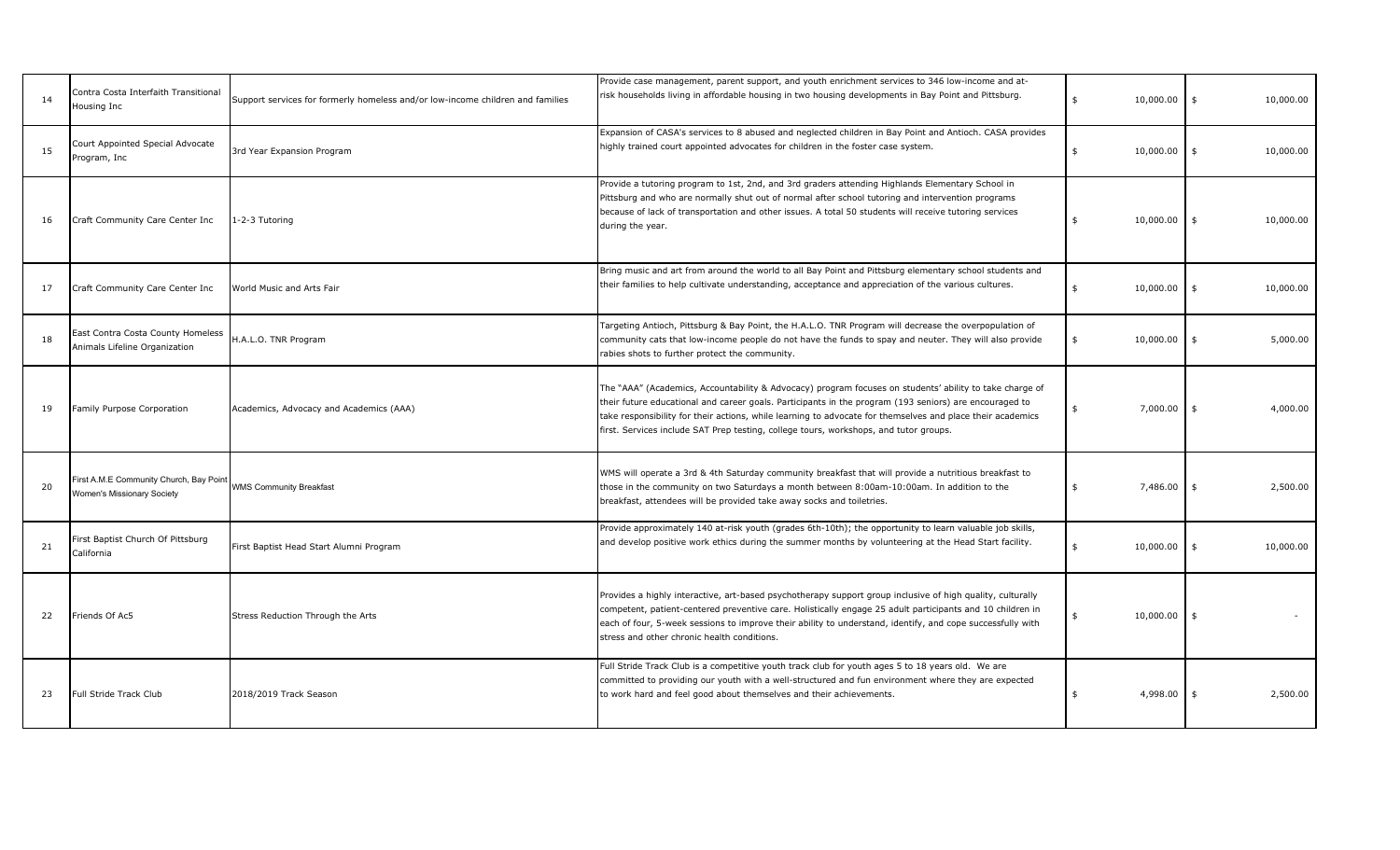| 14 | Contra Costa Interfaith Transitional Housing Inc | Support services for formerly homeless and/or low-income children and families | Provide case management, parent support, and youth enrichment services to 346 low-income and at-risk households living in affordable housing in two housing developments in Bay Point and Pittsburg. | $ 10,000.00 | $ 10,000.00 |
|---|---|---|---|---|---|
| 15 | Court Appointed Special Advocate Program, Inc | 3rd Year Expansion Program | Expansion of CASA's services to 8 abused and neglected children in Bay Point and Antioch. CASA provides highly trained court appointed advocates for children in the foster case system. | $ 10,000.00 | $ 10,000.00 |
| 16 | Craft Community Care Center Inc | 1-2-3 Tutoring | Provide a tutoring program to 1st, 2nd, and 3rd graders attending Highlands Elementary School in Pittsburg and who are normally shut out of normal after school tutoring and intervention programs because of lack of transportation and other issues. A total 50 students will receive tutoring services during the year. | $ 10,000.00 | $ 10,000.00 |
| 17 | Craft Community Care Center Inc | World Music and Arts Fair | Bring music and art from around the world to all Bay Point and Pittsburg elementary school students and their families to help cultivate understanding, acceptance and appreciation of the various cultures. | $ 10,000.00 | $ 10,000.00 |
| 18 | East Contra Costa County Homeless Animals Lifeline Organization | H.A.L.O. TNR Program | Targeting Antioch, Pittsburg & Bay Point, the H.A.L.O. TNR Program will decrease the overpopulation of community cats that low-income people do not have the funds to spay and neuter. They will also provide rabies shots to further protect the community. | $ 10,000.00 | $ 5,000.00 |
| 19 | Family Purpose Corporation | Academics, Advocacy and Academics (AAA) | The "AAA" (Academics, Accountability & Advocacy) program focuses on students' ability to take charge of their future educational and career goals. Participants in the program (193 seniors) are encouraged to take responsibility for their actions, while learning to advocate for themselves and place their academics first. Services include SAT Prep testing, college tours, workshops, and tutor groups. | $ 7,000.00 | $ 4,000.00 |
| 20 | First A.M.E Community Church, Bay Point Women's Missionary Society | WMS Community Breakfast | WMS will operate a 3rd & 4th Saturday community breakfast that will provide a nutritious breakfast to those in the community on two Saturdays a month between 8:00am-10:00am. In addition to the breakfast, attendees will be provided take away socks and toiletries. | $ 7,486.00 | $ 2,500.00 |
| 21 | First Baptist Church Of Pittsburg California | First Baptist Head Start Alumni Program | Provide approximately 140 at-risk youth (grades 6th-10th); the opportunity to learn valuable job skills, and develop positive work ethics during the summer months by volunteering at the Head Start facility. | $ 10,000.00 | $ 10,000.00 |
| 22 | Friends Of Ac5 | Stress Reduction Through the Arts | Provides a highly interactive, art-based psychotherapy support group inclusive of high quality, culturally competent, patient-centered preventive care. Holistically engage 25 adult participants and 10 children in each of four, 5-week sessions to improve their ability to understand, identify, and cope successfully with stress and other chronic health conditions. | $ 10,000.00 | $ - |
| 23 | Full Stride Track Club | 2018/2019 Track Season | Full Stride Track Club is a competitive youth track club for youth ages 5 to 18 years old. We are committed to providing our youth with a well-structured and fun environment where they are expected to work hard and feel good about themselves and their achievements. | $ 4,998.00 | $ 2,500.00 |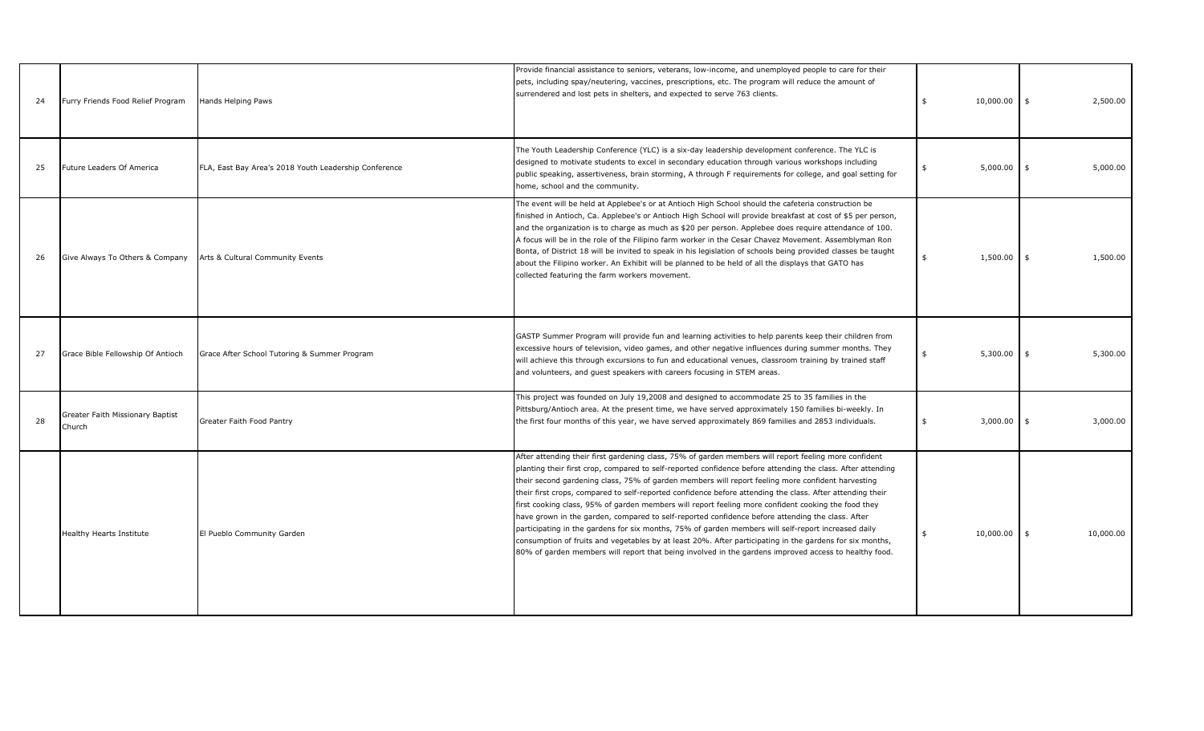| | | | | | |
|---|---|---|---|---|---|
| 24 | Furry Friends Food Relief Program | Hands Helping Paws | Provide financial assistance to seniors, veterans, low-income, and unemployed people to care for their pets, including spay/neutering, vaccines, prescriptions, etc. The program will reduce the amount of surrendered and lost pets in shelters, and expected to serve 763 clients. | $ 10,000.00 | $ 2,500.00 |
| 25 | Future Leaders Of America | FLA, East Bay Area's 2018 Youth Leadership Conference | The Youth Leadership Conference (YLC) is a six-day leadership development conference. The YLC is designed to motivate students to excel in secondary education through various workshops including public speaking, assertiveness, brain storming, A through F requirements for college, and goal setting for home, school and the community. | $ 5,000.00 | $ 5,000.00 |
| 26 | Give Always To Others & Company | Arts & Cultural Community Events | The event will be held at Applebee's or at Antioch High School should the cafeteria construction be finished in Antioch, Ca. Applebee's or Antioch High School will provide breakfast at cost of $5 per person, and the organization is to charge as much as $20 per person. Applebee does require attendance of 100. A focus will be in the role of the Filipino farm worker in the Cesar Chavez Movement. Assemblyman Ron Bonta, of District 18 will be invited to speak in his legislation of schools being provided classes be taught about the Filipino worker. An Exhibit will be planned to be held of all the displays that GATO has collected featuring the farm workers movement. | $ 1,500.00 | $ 1,500.00 |
| 27 | Grace Bible Fellowship Of Antioch | Grace After School Tutoring & Summer Program | GASTP Summer Program will provide fun and learning activities to help parents keep their children from excessive hours of television, video games, and other negative influences during summer months. They will achieve this through excursions to fun and educational venues, classroom training by trained staff and volunteers, and guest speakers with careers focusing in STEM areas. | $ 5,300.00 | $ 5,300.00 |
| 28 | Greater Faith Missionary Baptist Church | Greater Faith Food Pantry | This project was founded on July 19,2008 and designed to accommodate 25 to 35 families in the Pittsburg/Antioch area. At the present time, we have served approximately 150 families bi-weekly. In the first four months of this year, we have served approximately 869 families and 2853 individuals. | $ 3,000.00 | $ 3,000.00 |
| | Healthy Hearts Institute | El Pueblo Community Garden | After attending their first gardening class, 75% of garden members will report feeling more confident planting their first crop, compared to self-reported confidence before attending the class. After attending their second gardening class, 75% of garden members will report feeling more confident harvesting their first crops, compared to self-reported confidence before attending the class. After attending their first cooking class, 95% of garden members will report feeling more confident cooking the food they have grown in the garden, compared to self-reported confidence before attending the class. After participating in the gardens for six months, 75% of garden members will self-report increased daily consumption of fruits and vegetables by at least 20%. After participating in the gardens for six months, 80% of garden members will report that being involved in the gardens improved access to healthy food. | $ 10,000.00 | $ 10,000.00 |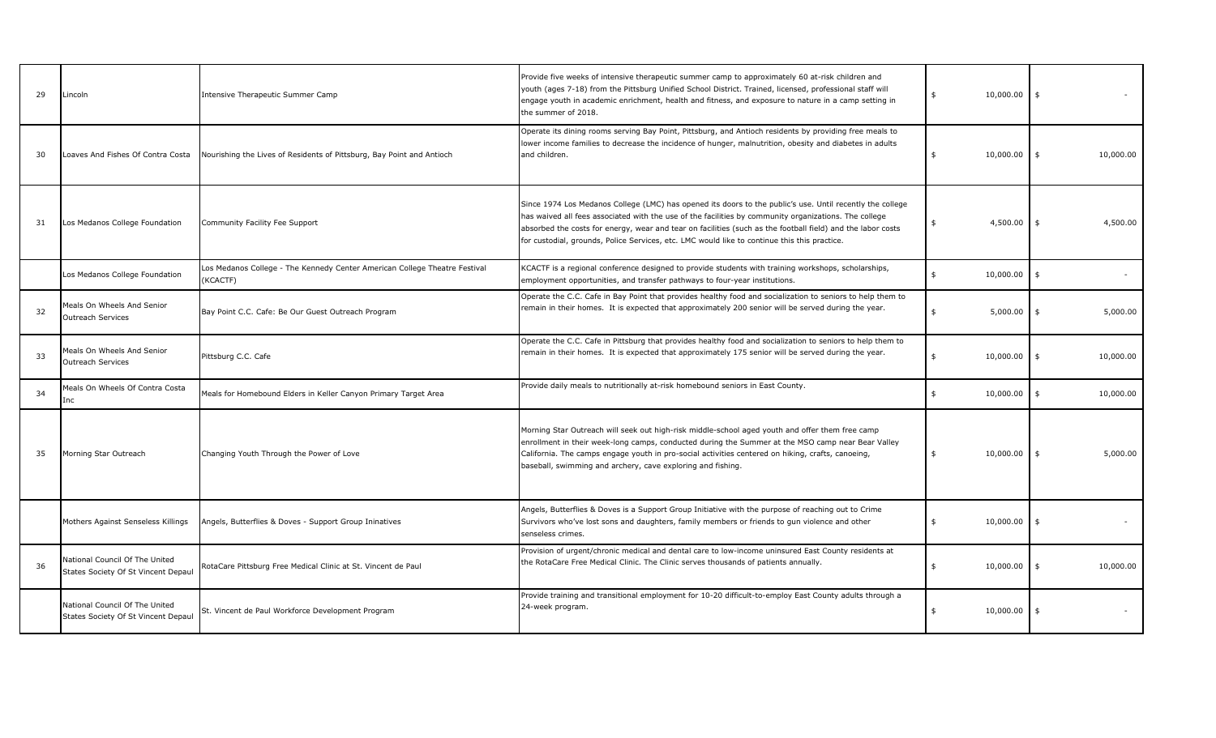| | | | | | |
|---|---|---|---|---|---|
| 29 | Lincoln | Intensive Therapeutic Summer Camp | Provide five weeks of intensive therapeutic summer camp to approximately 60 at-risk children and youth (ages 7-18) from the Pittsburg Unified School District. Trained, licensed, professional staff will engage youth in academic enrichment, health and fitness, and exposure to nature in a camp setting in the summer of 2018. | $ 10,000.00 | $ - |
| 30 | Loaves And Fishes Of Contra Costa | Nourishing the Lives of Residents of Pittsburg, Bay Point and Antioch | Operate its dining rooms serving Bay Point, Pittsburg, and Antioch residents by providing free meals to lower income families to decrease the incidence of hunger, malnutrition, obesity and diabetes in adults and children. | $ 10,000.00 | $ 10,000.00 |
| 31 | Los Medanos College Foundation | Community Facility Fee Support | Since 1974 Los Medanos College (LMC) has opened its doors to the public's use. Until recently the college has waived all fees associated with the use of the facilities by community organizations. The college absorbed the costs for energy, wear and tear on facilities (such as the football field) and the labor costs for custodial, grounds, Police Services, etc. LMC would like to continue this this practice. | $ 4,500.00 | $ 4,500.00 |
| | Los Medanos College Foundation | Los Medanos College - The Kennedy Center American College Theatre Festival (KCACTF) | KCACTF is a regional conference designed to provide students with training workshops, scholarships, employment opportunities, and transfer pathways to four-year institutions. | $ 10,000.00 | $ - |
| 32 | Meals On Wheels And Senior Outreach Services | Bay Point C.C. Cafe: Be Our Guest Outreach Program | Operate the C.C. Cafe in Bay Point that provides healthy food and socialization to seniors to help them to remain in their homes. It is expected that approximately 200 senior will be served during the year. | $ 5,000.00 | $ 5,000.00 |
| 33 | Meals On Wheels And Senior Outreach Services | Pittsburg C.C. Cafe | Operate the C.C. Cafe in Pittsburg that provides healthy food and socialization to seniors to help them to remain in their homes. It is expected that approximately 175 senior will be served during the year. | $ 10,000.00 | $ 10,000.00 |
| 34 | Meals On Wheels Of Contra Costa Inc | Meals for Homebound Elders in Keller Canyon Primary Target Area | Provide daily meals to nutritionally at-risk homebound seniors in East County. | $ 10,000.00 | $ 10,000.00 |
| 35 | Morning Star Outreach | Changing Youth Through the Power of Love | Morning Star Outreach will seek out high-risk middle-school aged youth and offer them free camp enrollment in their week-long camps, conducted during the Summer at the MSO camp near Bear Valley California. The camps engage youth in pro-social activities centered on hiking, crafts, canoeing, baseball, swimming and archery, cave exploring and fishing. | $ 10,000.00 | $ 5,000.00 |
| | Mothers Against Senseless Killings | Angels, Butterflies & Doves - Support Group Ininatives | Angels, Butterflies & Doves is a Support Group Initiative with the purpose of reaching out to Crime Survivors who've lost sons and daughters, family members or friends to gun violence and other senseless crimes. | $ 10,000.00 | $ - |
| 36 | National Council Of The United States Society Of St Vincent Depaul | RotaCare Pittsburg Free Medical Clinic at St. Vincent de Paul | Provision of urgent/chronic medical and dental care to low-income uninsured East County residents at the RotaCare Free Medical Clinic. The Clinic serves thousands of patients annually. | $ 10,000.00 | $ 10,000.00 |
| | National Council Of The United States Society Of St Vincent Depaul | St. Vincent de Paul Workforce Development Program | Provide training and transitional employment for 10-20 difficult-to-employ East County adults through a 24-week program. | $ 10,000.00 | $ - |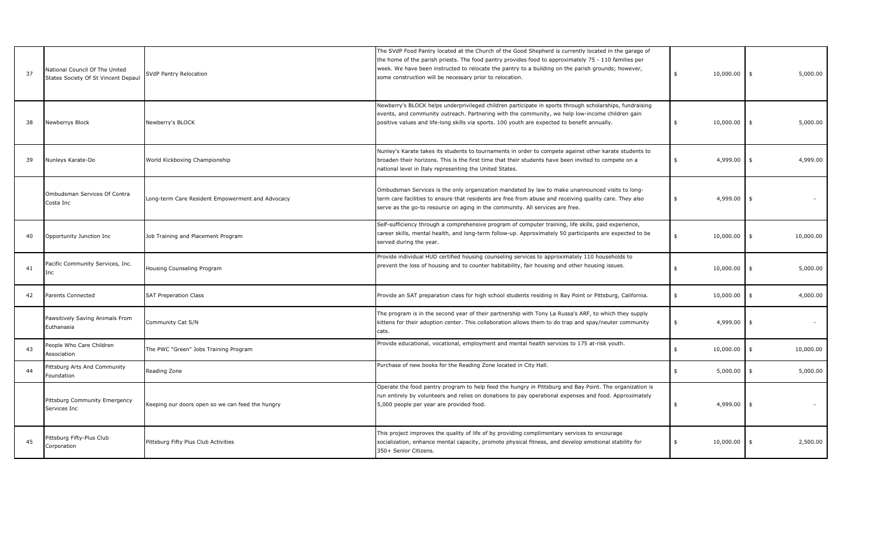| | | | | | |
|---|---|---|---|---|---|
| 37 | National Council Of The United States Society Of St Vincent Depaul | SVdP Pantry Relocation | The SVdP Food Pantry located at the Church of the Good Shepherd is currently located in the garage of the home of the parish priests. The food pantry provides food to approximately 75 - 110 families per week. We have been instructed to relocate the pantry to a building on the parish grounds; however, some construction will be necessary prior to relocation. | $ 10,000.00 | $ 5,000.00 |
| 38 | Newberrys Block | Newberry's BLOCK | Newberry's BLOCK helps underprivileged children participate in sports through scholarships, fundraising events, and community outreach. Partnering with the community, we help low-income children gain positive values and life-long skills via sports. 100 youth are expected to benefit annually. | $ 10,000.00 | $ 5,000.00 |
| 39 | Nunleys Karate-Do | World Kickboxing Championship | Nunley's Karate takes its students to tournaments in order to compete against other karate students to broaden their horizons. This is the first time that their students have been invited to compete on a national level in Italy representing the United States. | $ 4,999.00 | $ 4,999.00 |
| | Ombudsman Services Of Contra Costa Inc | Long-term Care Resident Empowerment and Advocacy | Ombudsman Services is the only organization mandated by law to make unannounced visits to long-term care facilities to ensure that residents are free from abuse and receiving quality care. They also serve as the go-to resource on aging in the community. All services are free. | $ 4,999.00 | $ - |
| 40 | Opportunity Junction Inc | Job Training and Placement Program | Self-sufficiency through a comprehensive program of computer training, life skills, paid experience, career skills, mental health, and long-term follow-up. Approximately 50 participants are expected to be served during the year. | $ 10,000.00 | $ 10,000.00 |
| 41 | Pacific Community Services, Inc. Inc | Housing Counseling Program | Provide individual HUD certified housing counseling services to approximately 110 households to prevent the loss of housing and to counter habitability, fair housing and other housing issues. | $ 10,000.00 | $ 5,000.00 |
| 42 | Parents Connected | SAT Preperation Class | Provide an SAT preparation class for high school students residing in Bay Point or Pittsburg, California. | $ 10,000.00 | $ 4,000.00 |
| | Pawsitively Saving Animals From Euthanasia | Community Cat S/N | The program is in the second year of their partnership with Tony La Russa's ARF, to which they supply kittens for their adoption center. This collaboration allows them to do trap and spay/neuter community cats. | $ 4,999.00 | $ - |
| 43 | People Who Care Children Association | The PWC "Green" Jobs Training Program | Provide educational, vocational, employment and mental health services to 175 at-risk youth. | $ 10,000.00 | $ 10,000.00 |
| 44 | Pittsburg Arts And Community Foundation | Reading Zone | Purchase of new books for the Reading Zone located in City Hall. | $ 5,000.00 | $ 5,000.00 |
| | Pittsburg Community Emergency Services Inc | Keeping our doors open so we can feed the hungry | Operate the food pantry program to help feed the hungry in Pittsburg and Bay Point. The organization is run entirely by volunteers and relies on donations to pay operational expenses and food. Approximately 5,000 people per year are provided food. | $ 4,999.00 | $ - |
| 45 | Pittsburg Fifty-Plus Club Corporation | Pittsburg Fifty Plus Club Activities | This project improves the quality of life of by providing complimentary services to encourage socialization, enhance mental capacity, promote physical fitness, and develop emotional stability for 350+ Senior Citizens. | $ 10,000.00 | $ 2,500.00 |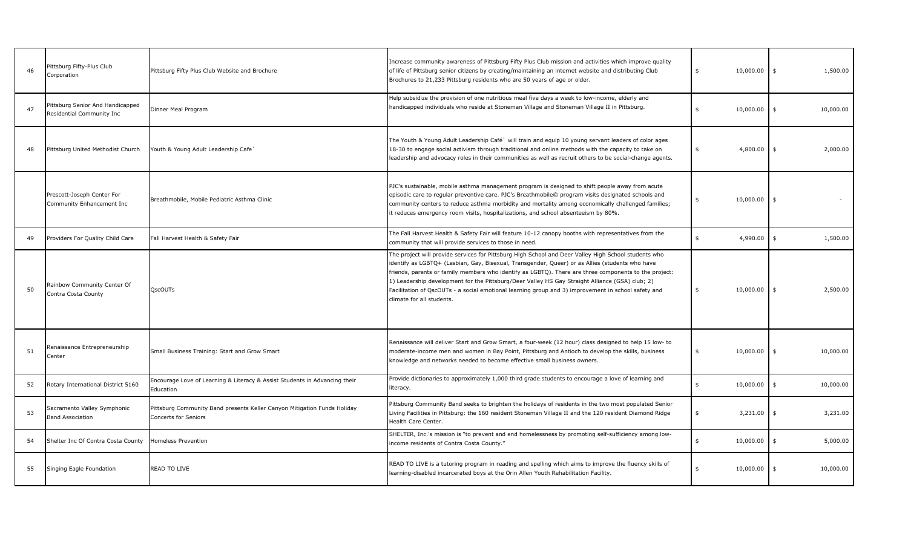| | | | | | |
|---|---|---|---|---|---|
| 46 | Pittsburg Fifty-Plus Club Corporation | Pittsburg Fifty Plus Club Website and Brochure | Increase community awareness of Pittsburg Fifty Plus Club mission and activities which improve quality of life of Pittsburg senior citizens by creating/maintaining an internet website and distributing Club Brochures to 21,233 Pittsburg residents who are 50 years of age or older. | $ 10,000.00 | $ 1,500.00 |
| 47 | Pittsburg Senior And Handicapped Residential Community Inc | Dinner Meal Program | Help subsidize the provision of one nutritious meal five days a week to low-income, elderly and handicapped individuals who reside at Stoneman Village and Stoneman Village II in Pittsburg. | $ 10,000.00 | $ 10,000.00 |
| 48 | Pittsburg United Methodist Church | Youth & Young Adult Leadership Cafe` | The Youth & Young Adult Leadership Café` will train and equip 10 young servant leaders of color ages 18-30 to engage social activism through traditional and online methods with the capacity to take on leadership and advocacy roles in their communities as well as recruit others to be social-change agents. | $ 4,800.00 | $ 2,000.00 |
| | Prescott-Joseph Center For Community Enhancement Inc | Breathmobile, Mobile Pediatric Asthma Clinic | PJC's sustainable, mobile asthma management program is designed to shift people away from acute episodic care to regular preventive care. PJC's Breathmobile© program visits designated schools and community centers to reduce asthma morbidity and mortality among economically challenged families; it reduces emergency room visits, hospitalizations, and school absenteeism by 80%. | $ 10,000.00 | $ - |
| 49 | Providers For Quality Child Care | Fall Harvest Health & Safety Fair | The Fall Harvest Health & Safety Fair will feature 10-12 canopy booths with representatives from the community that will provide services to those in need. | $ 4,990.00 | $ 1,500.00 |
| 50 | Rainbow Community Center Of Contra Costa County | QscOUTs | The project will provide services for Pittsburg High School and Deer Valley High School students who identify as LGBTQ+ (Lesbian, Gay, Bisexual, Transgender, Queer) or as Allies (students who have friends, parents or family members who identify as LGBTQ). There are three components to the project: 1) Leadership development for the Pittsburg/Deer Valley HS Gay Straight Alliance (GSA) club; 2) Facilitation of QscOUTs - a social emotional learning group and 3) improvement in school safety and climate for all students. | $ 10,000.00 | $ 2,500.00 |
| 51 | Renaissance Entrepreneurship Center | Small Business Training: Start and Grow Smart | Renaissance will deliver Start and Grow Smart, a four-week (12 hour) class designed to help 15 low- to moderate-income men and women in Bay Point, Pittsburg and Antioch to develop the skills, business knowledge and networks needed to become effective small business owners. | $ 10,000.00 | $ 10,000.00 |
| 52 | Rotary International District 5160 | Encourage Love of Learning & Literacy & Assist Students in Advancing their Education | Provide dictionaries to approximately 1,000 third grade students to encourage a love of learning and literacy. | $ 10,000.00 | $ 10,000.00 |
| 53 | Sacramento Valley Symphonic Band Association | Pittsburg Community Band presents Keller Canyon Mitigation Funds Holiday Concerts for Seniors | Pittsburg Community Band seeks to brighten the holidays of residents in the two most populated Senior Living Facilities in Pittsburg: the 160 resident Stoneman Village II and the 120 resident Diamond Ridge Health Care Center. | $ 3,231.00 | $ 3,231.00 |
| 54 | Shelter Inc Of Contra Costa County | Homeless Prevention | SHELTER, Inc.'s mission is "to prevent and end homelessness by promoting self-sufficiency among low-income residents of Contra Costa County." | $ 10,000.00 | $ 5,000.00 |
| 55 | Singing Eagle Foundation | READ TO LIVE | READ TO LIVE is a tutoring program in reading and spelling which aims to improve the fluency skills of learning-disabled incarcerated boys at the Orin Allen Youth Rehabilitation Facility. | $ 10,000.00 | $ 10,000.00 |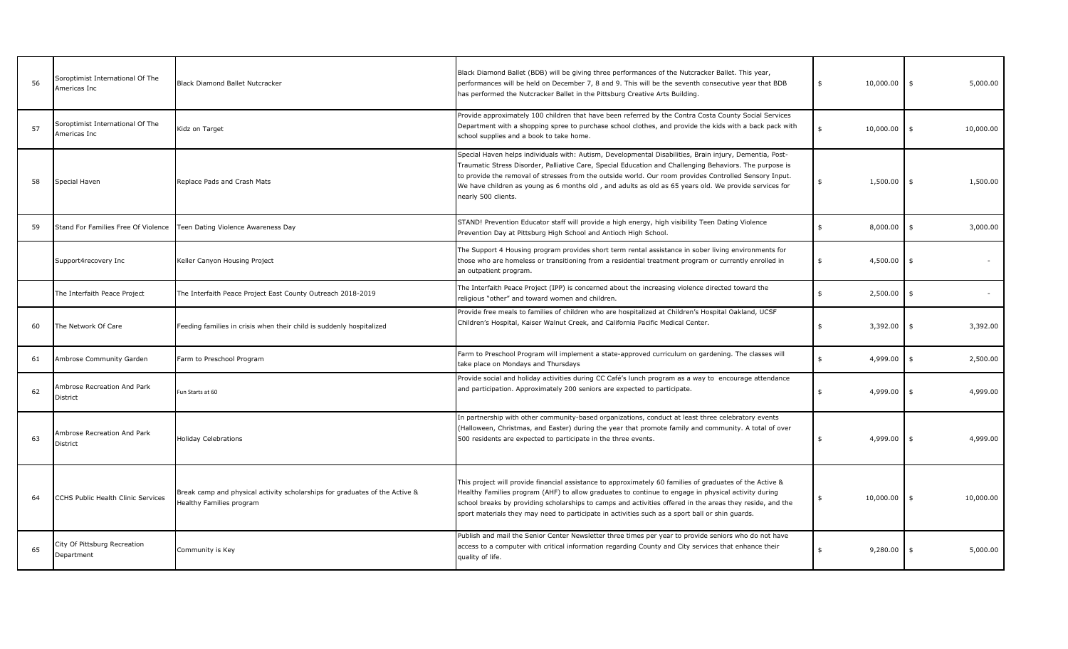| | | | | | |
|---|---|---|---|---|---|
| 56 | Soroptimist International Of The Americas Inc | Black Diamond Ballet Nutcracker | Black Diamond Ballet (BDB) will be giving three performances of the Nutcracker Ballet. This year, performances will be held on December 7, 8 and 9. This will be the seventh consecutive year that BDB has performed the Nutcracker Ballet in the Pittsburg Creative Arts Building. | $ 10,000.00 | $ 5,000.00 |
| 57 | Soroptimist International Of The Americas Inc | Kidz on Target | Provide approximately 100 children that have been referred by the Contra Costa County Social Services Department with a shopping spree to purchase school clothes, and provide the kids with a back pack with school supplies and a book to take home. | $ 10,000.00 | $ 10,000.00 |
| 58 | Special Haven | Replace Pads and Crash Mats | Special Haven helps individuals with: Autism, Developmental Disabilities, Brain injury, Dementia, Post-Traumatic Stress Disorder, Palliative Care, Special Education and Challenging Behaviors. The purpose is to provide the removal of stresses from the outside world. Our room provides Controlled Sensory Input. We have children as young as 6 months old , and adults as old as 65 years old. We provide services for nearly 500 clients. | $ 1,500.00 | $ 1,500.00 |
| 59 | Stand For Families Free Of Violence | Teen Dating Violence Awareness Day | STAND! Prevention Educator staff will provide a high energy, high visibility Teen Dating Violence Prevention Day at Pittsburg High School and Antioch High School. | $ 8,000.00 | $ 3,000.00 |
| | Support4recovery Inc | Keller Canyon Housing Project | The Support 4 Housing program provides short term rental assistance in sober living environments for those who are homeless or transitioning from a residential treatment program or currently enrolled in an outpatient program. | $ 4,500.00 | $ - |
| | The Interfaith Peace Project | The Interfaith Peace Project East County Outreach 2018-2019 | The Interfaith Peace Project (IPP) is concerned about the increasing violence directed toward the religious "other" and toward women and children. | $ 2,500.00 | $ - |
| 60 | The Network Of Care | Feeding families in crisis when their child is suddenly hospitalized | Provide free meals to families of children who are hospitalized at Children's Hospital Oakland, UCSF Children's Hospital, Kaiser Walnut Creek, and California Pacific Medical Center. | $ 3,392.00 | $ 3,392.00 |
| 61 | Ambrose Community Garden | Farm to Preschool Program | Farm to Preschool Program will implement a state-approved curriculum on gardening. The classes will take place on Mondays and Thursdays | $ 4,999.00 | $ 2,500.00 |
| 62 | Ambrose Recreation And Park District | Fun Starts at 60 | Provide social and holiday activities during CC Café's lunch program as a way to encourage attendance and participation. Approximately 200 seniors are expected to participate. | $ 4,999.00 | $ 4,999.00 |
| 63 | Ambrose Recreation And Park District | Holiday Celebrations | In partnership with other community-based organizations, conduct at least three celebratory events (Halloween, Christmas, and Easter) during the year that promote family and community. A total of over 500 residents are expected to participate in the three events. | $ 4,999.00 | $ 4,999.00 |
| 64 | CCHS Public Health Clinic Services | Break camp and physical activity scholarships for graduates of the Active & Healthy Families program | This project will provide financial assistance to approximately 60 families of graduates of the Active & Healthy Families program (AHF) to allow graduates to continue to engage in physical activity during school breaks by providing scholarships to camps and activities offered in the areas they reside, and the sport materials they may need to participate in activities such as a sport ball or shin guards. | $ 10,000.00 | $ 10,000.00 |
| 65 | City Of Pittsburg Recreation Department | Community is Key | Publish and mail the Senior Center Newsletter three times per year to provide seniors who do not have access to a computer with critical information regarding County and City services that enhance their quality of life. | $ 9,280.00 | $ 5,000.00 |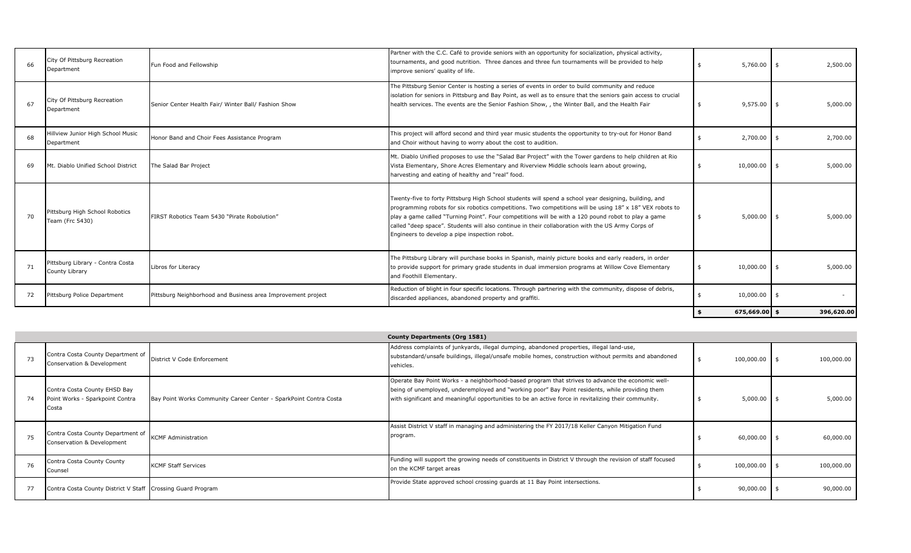| | | | | | |
|---|---|---|---|---|---|
| 66 | City Of Pittsburg Recreation Department | Fun Food and Fellowship | Partner with the C.C. Café to provide seniors with an opportunity for socialization, physical activity, tournaments, and good nutrition. Three dances and three fun tournaments will be provided to help improve seniors' quality of life. | $ 5,760.00 | $ 2,500.00 |
| 67 | City Of Pittsburg Recreation Department | Senior Center Health Fair/ Winter Ball/ Fashion Show | The Pittsburg Senior Center is hosting a series of events in order to build community and reduce isolation for seniors in Pittsburg and Bay Point, as well as to ensure that the seniors gain access to crucial health services. The events are the Senior Fashion Show, , the Winter Ball, and the Health Fair | $ 9,575.00 | $ 5,000.00 |
| 68 | Hillview Junior High School Music Department | Honor Band and Choir Fees Assistance Program | This project will afford second and third year music students the opportunity to try-out for Honor Band and Choir without having to worry about the cost to audition. | $ 2,700.00 | $ 2,700.00 |
| 69 | Mt. Diablo Unified School District | The Salad Bar Project | Mt. Diablo Unified proposes to use the "Salad Bar Project" with the Tower gardens to help children at Rio Vista Elementary, Shore Acres Elementary and Riverview Middle schools learn about growing, harvesting and eating of healthy and "real" food. | $ 10,000.00 | $ 5,000.00 |
| 70 | Pittsburg High School Robotics Team (Frc 5430) | FIRST Robotics Team 5430 "Pirate Robolution" | Twenty-five to forty Pittsburg High School students will spend a school year designing, building, and programming robots for six robotics competitions. Two competitions will be using 18" x 18" VEX robots to play a game called "Turning Point". Four competitions will be with a 120 pound robot to play a game called "deep space". Students will also continue in their collaboration with the US Army Corps of Engineers to develop a pipe inspection robot. | $ 5,000.00 | $ 5,000.00 |
| 71 | Pittsburg Library - Contra Costa County Library | Libros for Literacy | The Pittsburg Library will purchase books in Spanish, mainly picture books and early readers, in order to provide support for primary grade students in dual immersion programs at Willow Cove Elementary and Foothill Elementary. | $ 10,000.00 | $ 5,000.00 |
| 72 | Pittsburg Police Department | Pittsburg Neighborhood and Business area Improvement project | Reduction of blight in four specific locations. Through partnering with the community, dispose of debris, discarded appliances, abandoned property and graffiti. | $ 10,000.00 | $ - |
| | | | | **$ 675,669.00** | **$ 396,620.00** |

| | | | | | |
|---|---|---|---|---|---|
| | | | **County Departments (Org 1581)** | | |
| 73 | Contra Costa County Department of Conservation & Development | District V Code Enforcement | Address complaints of junkyards, illegal dumping, abandoned properties, illegal land-use, substandard/unsafe buildings, illegal/unsafe mobile homes, construction without permits and abandoned vehicles. | $ 100,000.00 | $ 100,000.00 |
| 74 | Contra Costa County EHSD Bay Point Works - Sparkpoint Contra Costa | Bay Point Works Community Career Center - SparkPoint Contra Costa | Operate Bay Point Works - a neighborhood-based program that strives to advance the economic well-being of unemployed, underemployed and "working poor" Bay Point residents, while providing them with significant and meaningful opportunities to be an active force in revitalizing their community. | $ 5,000.00 | $ 5,000.00 |
| 75 | Contra Costa County Department of Conservation & Development | KCMF Administration | Assist District V staff in managing and administering the FY 2017/18 Keller Canyon Mitigation Fund program. | $ 60,000.00 | $ 60,000.00 |
| 76 | Contra Costa County County Counsel | KCMF Staff Services | Funding will support the growing needs of constituents in District V through the revision of staff focused on the KCMF target areas | $ 100,000.00 | $ 100,000.00 |
| 77 | Contra Costa County District V Staff | Crossing Guard Program | Provide State approved school crossing guards at 11 Bay Point intersections. | $ 90,000.00 | $ 90,000.00 |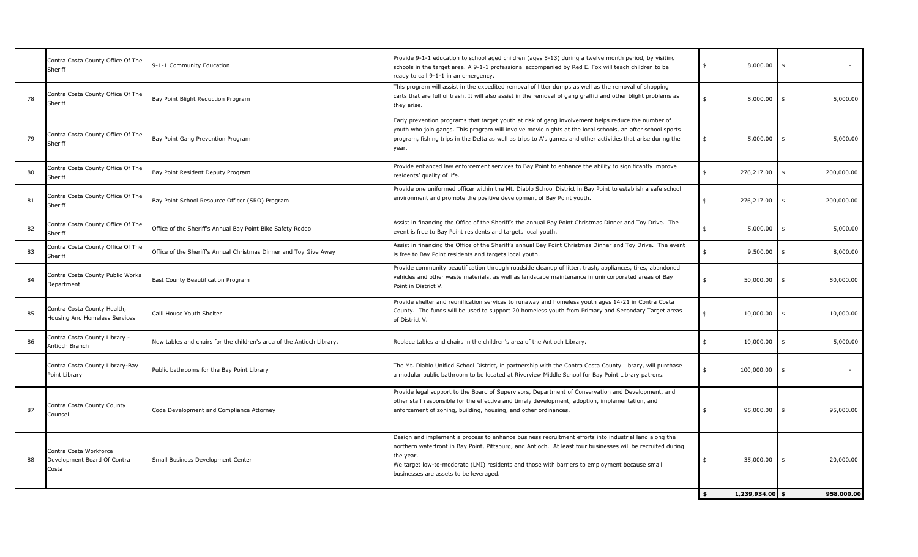| | | | | | |
|---|---|---|---|---|---|
| | Contra Costa County Office Of The Sheriff | 9-1-1 Community Education | Provide 9-1-1 education to school aged children (ages 5-13) during a twelve month period, by visiting schools in the target area. A 9-1-1 professional accompanied by Red E. Fox will teach children to be ready to call 9-1-1 in an emergency. | $ 8,000.00 | $ - |
| 78 | Contra Costa County Office Of The Sheriff | Bay Point Blight Reduction Program | This program will assist in the expedited removal of litter dumps as well as the removal of shopping carts that are full of trash. It will also assist in the removal of gang graffiti and other blight problems as they arise. | $ 5,000.00 | $ 5,000.00 |
| 79 | Contra Costa County Office Of The Sheriff | Bay Point Gang Prevention Program | Early prevention programs that target youth at risk of gang involvement helps reduce the number of youth who join gangs. This program will involve movie nights at the local schools, an after school sports program, fishing trips in the Delta as well as trips to A's games and other activities that arise during the year. | $ 5,000.00 | $ 5,000.00 |
| 80 | Contra Costa County Office Of The Sheriff | Bay Point Resident Deputy Program | Provide enhanced law enforcement services to Bay Point to enhance the ability to significantly improve residents' quality of life. | $ 276,217.00 | $ 200,000.00 |
| 81 | Contra Costa County Office Of The Sheriff | Bay Point School Resource Officer (SRO) Program | Provide one uniformed officer within the Mt. Diablo School District in Bay Point to establish a safe school environment and promote the positive development of Bay Point youth. | $ 276,217.00 | $ 200,000.00 |
| 82 | Contra Costa County Office Of The Sheriff | Office of the Sheriff's Annual Bay Point Bike Safety Rodeo | Assist in financing the Office of the Sheriff's the annual Bay Point Christmas Dinner and Toy Drive. The event is free to Bay Point residents and targets local youth. | $ 5,000.00 | $ 5,000.00 |
| 83 | Contra Costa County Office Of The Sheriff | Office of the Sheriff's Annual Christmas Dinner and Toy Give Away | Assist in financing the Office of the Sheriff's annual Bay Point Christmas Dinner and Toy Drive. The event is free to Bay Point residents and targets local youth. | $ 9,500.00 | $ 8,000.00 |
| 84 | Contra Costa County Public Works Department | East County Beautification Program | Provide community beautification through roadside cleanup of litter, trash, appliances, tires, abandoned vehicles and other waste materials, as well as landscape maintenance in unincorporated areas of Bay Point in District V. | $ 50,000.00 | $ 50,000.00 |
| 85 | Contra Costa County Health, Housing And Homeless Services | Calli House Youth Shelter | Provide shelter and reunification services to runaway and homeless youth ages 14-21 in Contra Costa County. The funds will be used to support 20 homeless youth from Primary and Secondary Target areas of District V. | $ 10,000.00 | $ 10,000.00 |
| 86 | Contra Costa County Library - Antioch Branch | New tables and chairs for the children's area of the Antioch Library. | Replace tables and chairs in the children's area of the Antioch Library. | $ 10,000.00 | $ 5,000.00 |
| | Contra Costa County Library-Bay Point Library | Public bathrooms for the Bay Point Library | The Mt. Diablo Unified School District, in partnership with the Contra Costa County Library, will purchase a modular public bathroom to be located at Riverview Middle School for Bay Point Library patrons. | $ 100,000.00 | $ - |
| 87 | Contra Costa County County Counsel | Code Development and Compliance Attorney | Provide legal support to the Board of Supervisors, Department of Conservation and Development, and other staff responsible for the effective and timely development, adoption, implementation, and enforcement of zoning, building, housing, and other ordinances. | $ 95,000.00 | $ 95,000.00 |
| 88 | Contra Costa Workforce Development Board Of Contra Costa | Small Business Development Center | Design and implement a process to enhance business recruitment efforts into industrial land along the northern waterfront in Bay Point, Pittsburg, and Antioch. At least four businesses will be recruited during the year.<br>We target low-to-moderate (LMI) residents and those with barriers to employment because small businesses are assets to be leveraged. | $ 35,000.00 | $ 20,000.00 |
| | | | | **$ 1,239,934.00** | **$ 958,000.00** |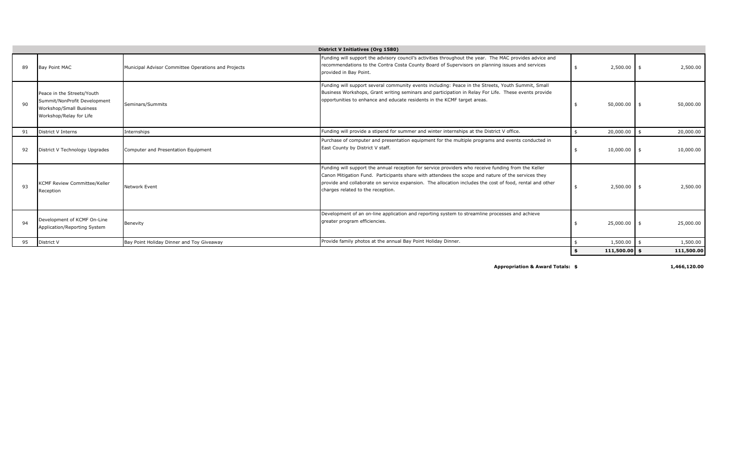| | | | | | |
|---|---|---|---|---|---|
| **District V Initiatives (Org 1580)** | | | | | |
| 89 | Bay Point MAC | Municipal Advisor Committee Operations and Projects | Funding will support the advisory council's activities throughout the year. The MAC provides advice and recommendations to the Contra Costa County Board of Supervisors on planning issues and services provided in Bay Point. | $ 2,500.00 | $ 2,500.00 |
| 90 | Peace in the Streets/Youth Summit/NonProfit Development Workshop/Small Business Workshop/Relay for Life | Seminars/Summits | Funding will support several community events including: Peace in the Streets, Youth Summit, Small Business Workshops, Grant writing seminars and participation in Relay For Life. These events provide opportunities to enhance and educate residents in the KCMF target areas. | $ 50,000.00 | $ 50,000.00 |
| 91 | District V Interns | Internships | Funding will provide a stipend for summer and winter internships at the District V office. | $ 20,000.00 | $ 20,000.00 |
| 92 | District V Technology Upgrades | Computer and Presentation Equipment | Purchase of computer and presentation equipment for the multiple programs and events conducted in East County by District V staff. | $ 10,000.00 | $ 10,000.00 |
| 93 | KCMF Review Committee/Keller Reception | Network Event | Funding will support the annual reception for service providers who receive funding from the Keller Canon Mitigation Fund. Participants share with attendees the scope and nature of the services they provide and collaborate on service expansion. The allocation includes the cost of food, rental and other charges related to the reception. | $ 2,500.00 | $ 2,500.00 |
| 94 | Development of KCMF On-Line Application/Reporting System | Benevity | Development of an on-line application and reporting system to streamline processes and achieve greater program efficiencies. | $ 25,000.00 | $ 25,000.00 |
| 95 | District V | Bay Point Holiday Dinner and Toy Giveaway | Provide family photos at the annual Bay Point Holiday Dinner. | $ 1,500.00 | $ 1,500.00 |
| | | | | **$ 111,500.00** | **$ 111,500.00** |

**Appropriation & Award Totals: $ 1,466,120.00**